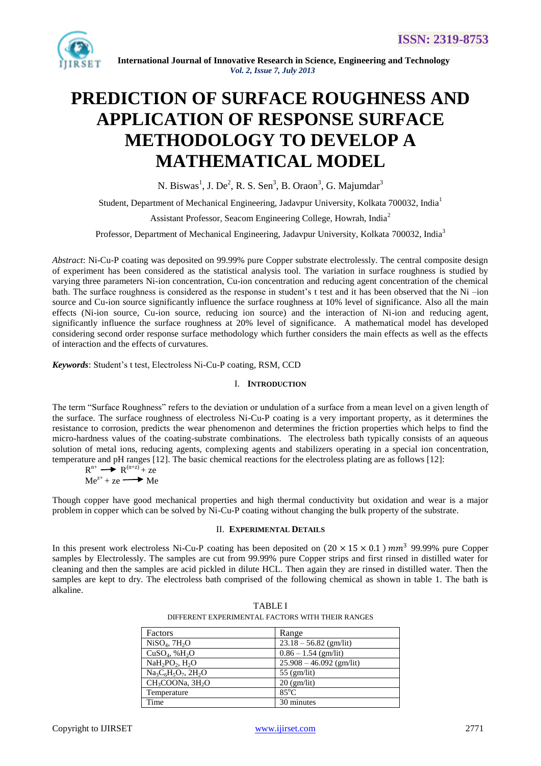# PREDICTION OF SURFACE ROUGHNESS AND APPLICATION OF RESPONSE SURFACE METHODOLOGY TO DEVELOP A MATHEMATICAL MODEL

N. Biswas[1], J. De[2], R. S. Sen[3], B. Oraon[3], G. Majumdar[3]

Student, Department of Mechanical Engineering, Jadavpur University, Kolkata 700032, India[1]

Assistant Professor, Seacom Engineering College, Howrah, India[2]

Professor, Department of Mechanical Engineering, Jadavpur University, Kolkata 700032, India[3]

*Abstract*: Ni-Cu-P coating was deposited on 99.99% pure Copper substrate electrolessly. The central composite design of experiment has been considered as the statistical analysis tool. The variation in surface roughness is studied by varying three parameters Ni-ion concentration, Cu-ion concentration and reducing agent concentration of the chemical bath. The surface roughness is considered as the response in student's t test and it has been observed that the Ni –ion source and Cu-ion source significantly influence the surface roughness at 10% level of significance. Also all the main effects (Ni-ion source, Cu-ion source, reducing ion source) and the interaction of Ni-ion and reducing agent, significantly influence the surface roughness at 20% level of significance. A mathematical model has developed considering second order response surface methodology which further considers the main effects as well as the effects of interaction and the effects of curvatures.

***Keywords***: Student's t test, Electroless Ni-Cu-P coating, RSM, CCD

## I. INTRODUCTION

The term "Surface Roughness" refers to the deviation or undulation of a surface from a mean level on a given length of the surface. The surface roughness of electroless Ni-Cu-P coating is a very important property, as it determines the resistance to corrosion, predicts the wear phenomenon and determines the friction properties which helps to find the micro-hardness values of the coating-substrate combinations. The electroless bath typically consists of an aqueous solution of metal ions, reducing agents, complexing agents and stabilizers operating in a special ion concentration, temperature and pH ranges [12]. The basic chemical reactions for the electroless plating are as follows [12]:

$$R^{n+} \longrightarrow R^{(n+z)} + ze$$

$$Me^{z+} + ze \longrightarrow Me$$

Though copper have good mechanical properties and high thermal conductivity but oxidation and wear is a major problem in copper which can be solved by Ni-Cu-P coating without changing the bulk property of the substrate.

## II. EXPERIMENTAL DETAILS

In this present work electroless Ni-Cu-P coating has been deposited on $(20 \times 15 \times 0.1)\ mm^3$ 99.99% pure Copper samples by Electrolessly. The samples are cut from 99.99% pure Copper strips and first rinsed in distilled water for cleaning and then the samples are acid pickled in dilute HCL. Then again they are rinsed in distilled water. Then the samples are kept to dry. The electroless bath comprised of the following chemical as shown in table 1. The bath is alkaline.

TABLE I

DIFFERENT EXPERIMENTAL FACTORS WITH THEIR RANGES

| Factors | Range |
|---|---|
| $NiSO_4$, $7H_2O$ | 23.18 – 56.82 (gm/lit) |
| $CuSO_4$, $\%H_2O$ | 0.86 – 1.54 (gm/lit) |
| $NaH_2PO_2$, $H_2O$ | 25.908 – 46.092 (gm/lit) |
| $Na_3C_6H_5O_7$, $2H_2O$ | 55 (gm/lit) |
| $CH_3COONa$, $3H_2O$ | 20 (gm/lit) |
| Temperature | 85°C |
| Time | 30 minutes |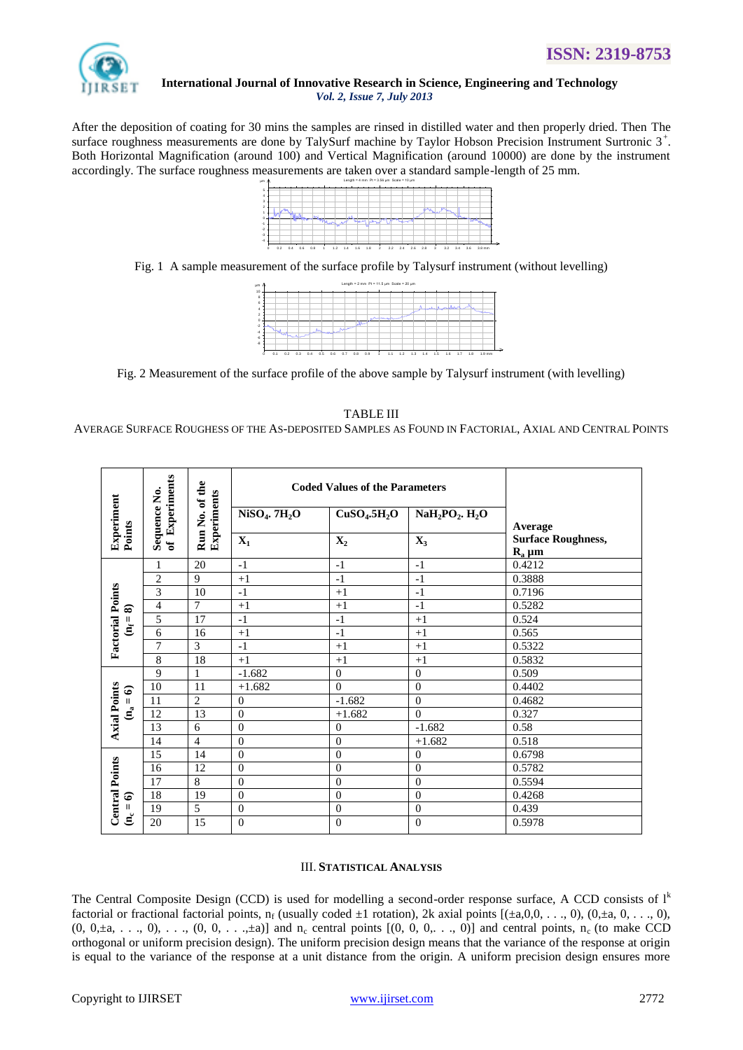After the deposition of coating for 30 mins the samples are rinsed in distilled water and then properly dried. Then The surface roughness measurements are done by TalySurf machine by Taylor Hobson Precision Instrument Surtronic 3$^{+}$. Both Horizontal Magnification (around 100) and Vertical Magnification (around 10000) are done by the instrument accordingly. The surface roughness measurements are taken over a standard sample-length of 25 mm.

Length = 4 mm Pt = 3.56 µm Scale = 10 µm

Fig. 1 A sample measurement of the surface profile by Talysurf instrument (without levelling)

Length = 2 mm Pt = 11.5 µm Scale = 20 µm

Fig. 2 Measurement of the surface profile of the above sample by Talysurf instrument (with levelling)

TABLE III

AVERAGE SURFACE ROUGHESS OF THE AS-DEPOSITED SAMPLES AS FOUND IN FACTORIAL, AXIAL AND CENTRAL POINTS

| Experiment Points | Sequence No. of Experiments | Run No. of the Experiments | Coded Values of the Parameters | | | Average Surface Roughness, $R_a$ µm |
|---|---|---|---|---|---|---|
| | | | $NiSO_4 . 7H_2O$ | $CuSO_4 .5H_2O$ | $NaH_2PO_2 . H_2O$ | |
| | | | $X_1$ | $X_2$ | $X_3$ | |
| Factorial Points ($n_f$ = 8) | 1 | 20 | -1 | -1 | -1 | 0.4212 |
| | 2 | 9 | +1 | -1 | -1 | 0.3888 |
| | 3 | 10 | -1 | +1 | -1 | 0.7196 |
| | 4 | 7 | +1 | +1 | -1 | 0.5282 |
| | 5 | 17 | -1 | -1 | +1 | 0.524 |
| | 6 | 16 | +1 | -1 | +1 | 0.565 |
| | 7 | 3 | -1 | +1 | +1 | 0.5322 |
| | 8 | 18 | +1 | +1 | +1 | 0.5832 |
| Axial Points ($n_a$ = 6) | 9 | 1 | -1.682 | 0 | 0 | 0.509 |
| | 10 | 11 | +1.682 | 0 | 0 | 0.4402 |
| | 11 | 2 | 0 | -1.682 | 0 | 0.4682 |
| | 12 | 13 | 0 | +1.682 | 0 | 0.327 |
| | 13 | 6 | 0 | 0 | -1.682 | 0.58 |
| | 14 | 4 | 0 | 0 | +1.682 | 0.518 |
| Central Points ($n_c$ = 6) | 15 | 14 | 0 | 0 | 0 | 0.6798 |
| | 16 | 12 | 0 | 0 | 0 | 0.5782 |
| | 17 | 8 | 0 | 0 | 0 | 0.5594 |
| | 18 | 19 | 0 | 0 | 0 | 0.4268 |
| | 19 | 5 | 0 | 0 | 0 | 0.439 |
| | 20 | 15 | 0 | 0 | 0 | 0.5978 |

## III. STATISTICAL ANALYSIS

The Central Composite Design (CCD) is used for modelling a second-order response surface, A CCD consists of $l^k$ factorial or fractional factorial points, $n_f$ (usually coded ±1 rotation), 2k axial points [(±a,0,0, . . ., 0), (0,±a, 0, . . ., 0), (0, 0,±a, . . ., 0), . . ., (0, 0, . . .,±a)] and $n_c$ central points [(0, 0, 0,. . ., 0)] and central points, $n_c$ (to make CCD orthogonal or uniform precision design). The uniform precision design means that the variance of the response at origin is equal to the variance of the response at a unit distance from the origin. A uniform precision design ensures more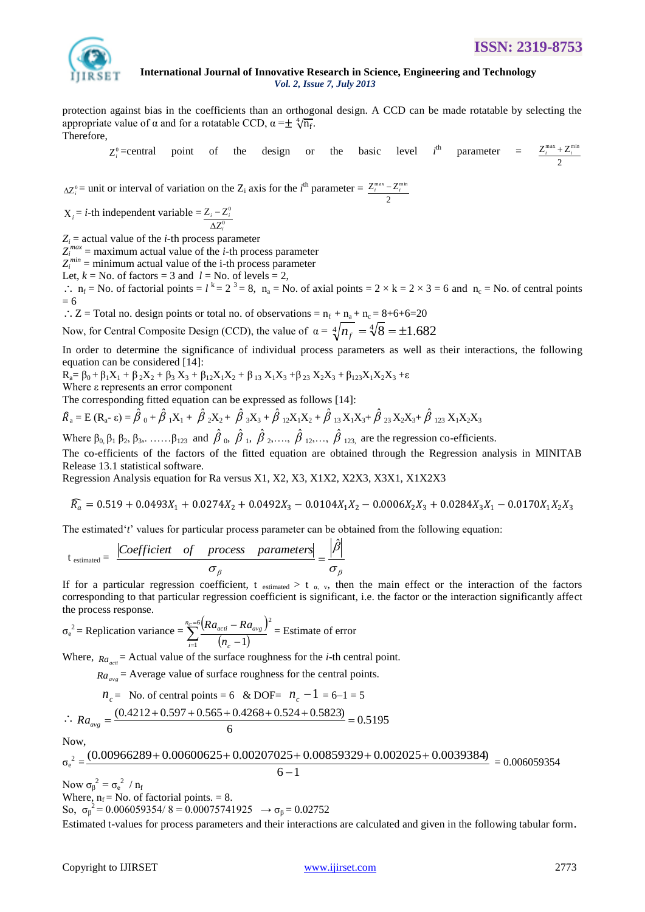protection against bias in the coefficients than an orthogonal design. A CCD can be made rotatable by selecting the appropriate value of α and for a rotatable CCD, $\alpha = \pm \sqrt[4]{n_f}$.

Therefore,

$Z_i^0$ =central point of the design or the basic level $i^{th}$ parameter = $\frac{Z_i^{max} + Z_i^{min}}{2}$

$\Delta Z_i^0$ = unit or interval of variation on the $Z_i$ axis for the $i^{th}$ parameter = $\frac{Z_i^{max} - Z_i^{min}}{2}$

$X_i$ = *i*-th independent variable = $\frac{Z_i - Z_i^0}{\Delta Z_i^0}$

$Z_i$ = actual value of the *i*-th process parameter

$Z_i^{max}$ = maximum actual value of the *i*-th process parameter

$Z_i^{min}$ = minimum actual value of the i-th process parameter

Let, $k$ = No. of factors = 3 and $l$ = No. of levels = 2,

∴ $n_f$ = No. of factorial points = $l^k = 2^3 = 8$, $n_a$ = No. of axial points = 2 × k = 2 × 3 = 6 and $n_c$ = No. of central points = 6

∴ Z = Total no. design points or total no. of observations = $n_f + n_a + n_c$ = 8+6+6=20

Now, for Central Composite Design (CCD), the value of $\alpha = \sqrt[4]{n_f} = \sqrt[4]{8} = \pm 1.682$

In order to determine the significance of individual process parameters as well as their interactions, the following equation can be considered [14]:

$R_a = \beta_0 + \beta_1 X_1 + \beta_2 X_2 + \beta_3 X_3 + \beta_{12} X_1 X_2 + \beta_{13} X_1 X_3 + \beta_{23} X_2 X_3 + \beta_{123} X_1 X_2 X_3 + \varepsilon$

Where ε represents an error component

The corresponding fitted equation can be expressed as follows [14]:

$\hat{R}_a = E(R_a - \varepsilon) = \hat{\beta}_0 + \hat{\beta}_1 X_1 + \hat{\beta}_2 X_2 + \hat{\beta}_3 X_3 + \hat{\beta}_{12} X_1 X_2 + \hat{\beta}_{13} X_1 X_3 + \hat{\beta}_{23} X_2 X_3 + \hat{\beta}_{123} X_1 X_2 X_3$

Where $\beta_0, \beta_1, \beta_2, \beta_3, \ldots\ldots \beta_{123}$ and $\hat{\beta}_0, \hat{\beta}_1, \hat{\beta}_2, \ldots, \hat{\beta}_{12}, \ldots, \hat{\beta}_{123}$ are the regression co-efficients.

The co-efficients of the factors of the fitted equation are obtained through the Regression analysis in MINITAB Release 13.1 statistical software.

Regression Analysis equation for Ra versus X1, X2, X3, X1X2, X2X3, X3X1, X1X2X3

$$\widehat{R_a} = 0.519 + 0.0493X_1 + 0.0274X_2 + 0.0492X_3 - 0.0104X_1X_2 - 0.0006X_2X_3 + 0.0284X_3X_1 - 0.0170X_1X_2X_3$$

The estimated 't' values for particular process parameter can be obtained from the following equation:

$$t_{estimated} = \frac{|Coefficient\ \ of\ \ process\ \ parameters|}{\sigma_\beta} = \frac{|\hat{\beta}|}{\sigma_\beta}$$

If for a particular regression coefficient, $t_{estimated} > t_{\alpha, \nu}$, then the main effect or the interaction of the factors corresponding to that particular regression coefficient is significant, i.e. the factor or the interaction significantly affect the process response.

$$\sigma_e^2 = \text{Replication variance} = \sum_{i=1}^{n_c=6} \frac{(Ra_{acti} - Ra_{avg})^2}{(n_c - 1)} = \text{Estimate of error}$$

Where, $Ra_{acti}$ = Actual value of the surface roughness for the *i*-th central point.

$Ra_{avg}$ = Average value of surface roughness for the central points.

$n_c$ = No. of central points = 6 & DOF= $n_c - 1$ = 6–1 = 5

$$\therefore Ra_{avg} = \frac{(0.4212 + 0.597 + 0.565 + 0.4268 + 0.524 + 0.5823)}{6} = 0.5195$$

Now,

$$\sigma_e^2 = \frac{(0.00966289 + 0.00600625 + 0.00207025 + 0.00859329 + 0.002025 + 0.0039384)}{6-1} = 0.006059354$$

Now $\sigma_\beta^2 = \sigma_e^2 / n_f$

Where, $n_f$ = No. of factorial points. = 8.

So, $\sigma_\beta^2 = 0.006059354 / 8 = 0.00075741925 \rightarrow \sigma_\beta = 0.02752$

Estimated t-values for process parameters and their interactions are calculated and given in the following tabular form.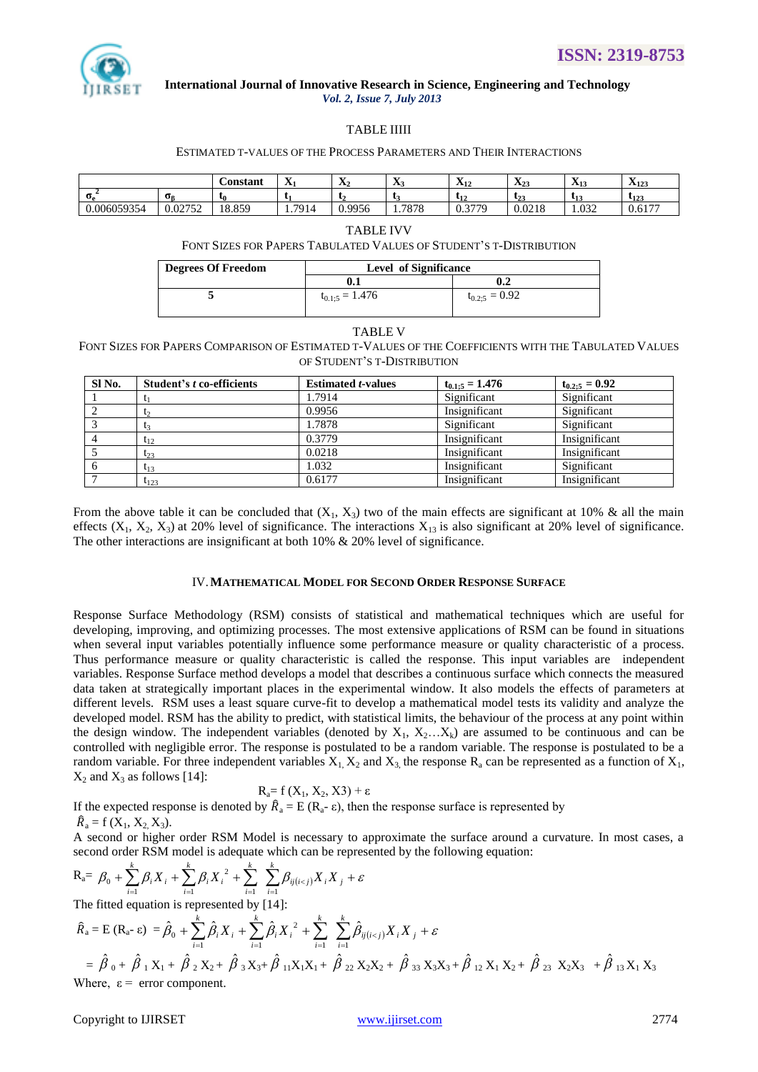TABLE IIIII

ESTIMATED T-VALUES OF THE PROCESS PARAMETERS AND THEIR INTERACTIONS

| | | Constant | $X_1$ | $X_2$ | $X_3$ | $X_{12}$ | $X_{23}$ | $X_{13}$ | $X_{123}$ |
|---|---|---|---|---|---|---|---|---|---|
| $\sigma_e^2$ | $\sigma_\beta$ | $t_0$ | $t_1$ | $t_2$ | $t_3$ | $t_{12}$ | $t_{23}$ | $t_{13}$ | $t_{123}$ |
| 0.006059354 | 0.02752 | 18.859 | 1.7914 | 0.9956 | 1.7878 | 0.3779 | 0.0218 | 1.032 | 0.6177 |

TABLE IVV

FONT SIZES FOR PAPERS TABULATED VALUES OF STUDENT'S T-DISTRIBUTION

| Degrees Of Freedom | Level of Significance | |
|---|---|---|
| | 0.1 | 0.2 |
| 5 | $t_{0.1;5} = 1.476$ | $t_{0.2;5} = 0.92$ |

TABLE V

FONT SIZES FOR PAPERS COMPARISON OF ESTIMATED T-VALUES OF THE COEFFICIENTS WITH THE TABULATED VALUES OF STUDENT'S T-DISTRIBUTION

| Sl No. | Student's *t* co-efficients | Estimated *t*-values | $t_{0.1;5} = 1.476$ | $t_{0.2;5} = 0.92$ |
|---|---|---|---|---|
| 1 | $t_1$ | 1.7914 | Significant | Significant |
| 2 | $t_2$ | 0.9956 | Insignificant | Significant |
| 3 | $t_3$ | 1.7878 | Significant | Significant |
| 4 | $t_{12}$ | 0.3779 | Insignificant | Insignificant |
| 5 | $t_{23}$ | 0.0218 | Insignificant | Insignificant |
| 6 | $t_{13}$ | 1.032 | Insignificant | Significant |
| 7 | $t_{123}$ | 0.6177 | Insignificant | Insignificant |

From the above table it can be concluded that ($X_1$, $X_3$) two of the main effects are significant at 10% & all the main effects ($X_1$, $X_2$, $X_3$) at 20% level of significance. The interactions $X_{13}$ is also significant at 20% level of significance. The other interactions are insignificant at both 10% & 20% level of significance.

## IV. MATHEMATICAL MODEL FOR SECOND ORDER RESPONSE SURFACE

Response Surface Methodology (RSM) consists of statistical and mathematical techniques which are useful for developing, improving, and optimizing processes. The most extensive applications of RSM can be found in situations when several input variables potentially influence some performance measure or quality characteristic of a process. Thus performance measure or quality characteristic is called the response. This input variables are independent variables. Response Surface method develops a model that describes a continuous surface which connects the measured data taken at strategically important places in the experimental window. It also models the effects of parameters at different levels. RSM uses a least square curve-fit to develop a mathematical model tests its validity and analyze the developed model. RSM has the ability to predict, with statistical limits, the behaviour of the process at any point within the design window. The independent variables (denoted by $X_1$, $X_2$…$X_k$) are assumed to be continuous and can be controlled with negligible error. The response is postulated to be a random variable. The response is postulated to be a random variable. For three independent variables $X_1$, $X_2$ and $X_3$ the response $R_a$ can be represented as a function of $X_1$, $X_2$ and $X_3$ as follows [14]:

$$R_a = f(X_1, X_2, X3) + \varepsilon$$

If the expected response is denoted by $\hat{R}_a = E(R_a - \varepsilon)$, then the response surface is represented by $\hat{R}_a = f(X_1, X_2, X_3)$.

A second or higher order RSM Model is necessary to approximate the surface around a curvature. In most cases, a second order RSM model is adequate which can be represented by the following equation:

$$R_a = \beta_0 + \sum_{i=1}^{k} \beta_i X_i + \sum_{i=1}^{k} \beta_i X_i^{\,2} + \sum_{i=1}^{k} \sum_{i=1}^{k} \beta_{ij(i<j)} X_i X_j + \varepsilon$$

The fitted equation is represented by [14]:

$$\hat{R}_a = E(R_a - \varepsilon) = \hat{\beta}_0 + \sum_{i=1}^{k} \hat{\beta}_i X_i + \sum_{i=1}^{k} \hat{\beta}_i X_i^{\,2} + \sum_{i=1}^{k} \sum_{i=1}^{k} \hat{\beta}_{ij(i<j)} X_i X_j + \varepsilon$$

$$= \hat{\beta}_0 + \hat{\beta}_1 X_1 + \hat{\beta}_2 X_2 + \hat{\beta}_3 X_3 + \hat{\beta}_{11} X_1 X_1 + \hat{\beta}_{22} X_2 X_2 + \hat{\beta}_{33} X_3 X_3 + \hat{\beta}_{12} X_1 X_2 + \hat{\beta}_{23} X_2 X_3 + \hat{\beta}_{13} X_1 X_3$$

Where, $\varepsilon$ = error component.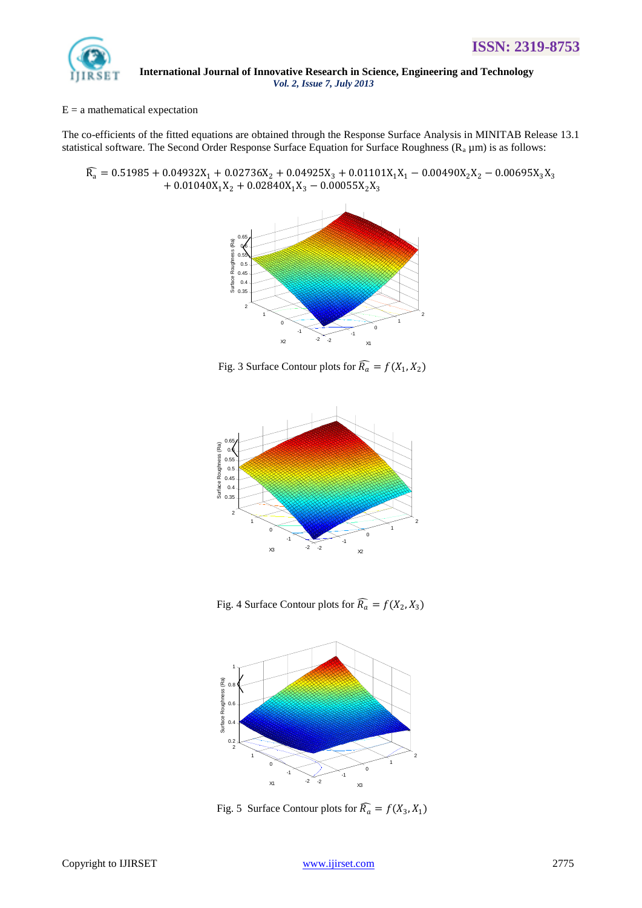E = a mathematical expectation

The co-efficients of the fitted equations are obtained through the Response Surface Analysis in MINITAB Release 13.1 statistical software. The Second Order Response Surface Equation for Surface Roughness ($R_a$ µm) is as follows:

$$\widehat{R_a} = 0.51985 + 0.04932X_1 + 0.02736X_2 + 0.04925X_3 + 0.01101X_1X_1 - 0.00490X_2X_2 - 0.00695X_3X_3 + 0.01040X_1X_2 + 0.02840X_1X_3 - 0.00055X_2X_3$$

Surface Roughness (Ra)
0.65
0.6
0.55
0.5
0.45
0.4
0.35
X2
2
1
0
-1
-2
X1
-2
-1
0
1
2

Fig. 3 Surface Contour plots for $\widehat{R_a} = f(X_1, X_2)$

Surface Roughness (Ra)
0.65
0.6
0.55
0.5
0.45
0.4
0.35
X3
2
1
0
-1
-2
X2
-2
-1
0
1
2

Fig. 4 Surface Contour plots for $\widehat{R_a} = f(X_2, X_3)$

Surface Roughness (Ra)
1
0.8
0.6
0.4
0.2
X1
2
1
0
-1
-2
X3
-2
-1
0
1
2

Fig. 5 Surface Contour plots for $\widehat{R_a} = f(X_3, X_1)$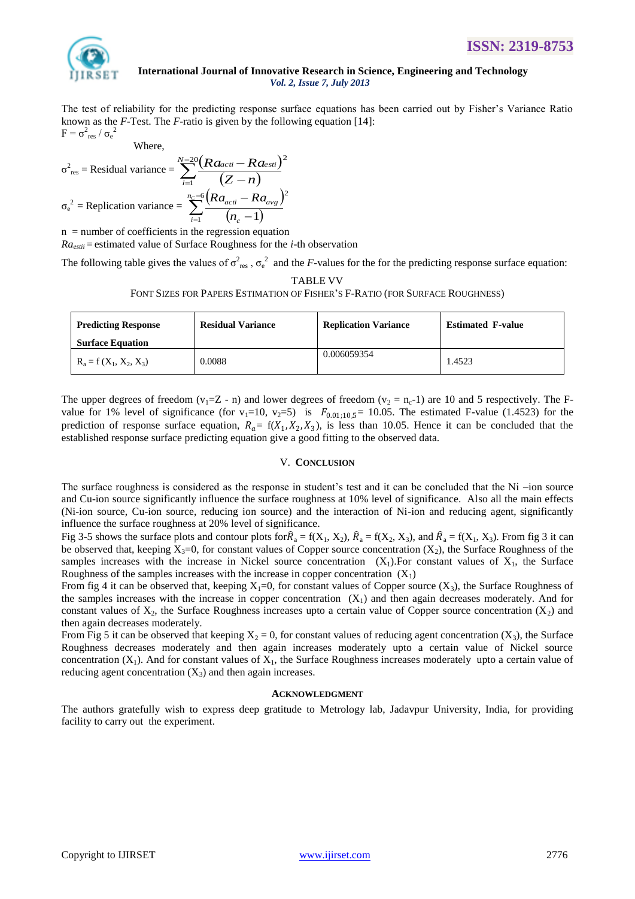The test of reliability for the predicting response surface equations has been carried out by Fisher's Variance Ratio known as the *F*-Test. The *F*-ratio is given by the following equation [14]:

$F = \sigma^2_{res} / \sigma_e^2$

Where,

$$\sigma^2_{res} = \text{Residual variance} = \sum_{i=1}^{N=20} \frac{(Ra_{acti} - Ra_{esti})^2}{(Z-n)}$$

$$\sigma_e^2 = \text{Replication variance} = \sum_{i=1}^{n_c=6} \frac{(Ra_{acti} - Ra_{avg})^2}{(n_c - 1)}$$

n = number of coefficients in the regression equation

$Ra_{estii}$ = estimated value of Surface Roughness for the *i*-th observation

The following table gives the values of $\sigma^2_{res}$, $\sigma_e^2$ and the *F*-values for the for the predicting response surface equation:

TABLE VV

FONT SIZES FOR PAPERS ESTIMATION OF FISHER'S F-RATIO (FOR SURFACE ROUGHNESS)

| **Predicting Response Surface Equation** | **Residual Variance** | **Replication Variance** | **Estimated F-value** |
|---|---|---|---|
| $R_a = f(X_1, X_2, X_3)$ | 0.0088 | 0.006059354 | 1.4523 |

The upper degrees of freedom ($v_1$=Z - n) and lower degrees of freedom ($v_2 = n_c$-1) are 10 and 5 respectively. The F-value for 1% level of significance (for $v_1$=10, $v_2$=5) is $F_{0.01;10,5}$= 10.05. The estimated F-value (1.4523) for the prediction of response surface equation, $R_a = f(X_1, X_2, X_3)$, is less than 10.05. Hence it can be concluded that the established response surface predicting equation give a good fitting to the observed data.

## V. CONCLUSION

The surface roughness is considered as the response in student's test and it can be concluded that the Ni –ion source and Cu-ion source significantly influence the surface roughness at 10% level of significance. Also all the main effects (Ni-ion source, Cu-ion source, reducing ion source) and the interaction of Ni-ion and reducing agent, significantly influence the surface roughness at 20% level of significance.

Fig 3-5 shows the surface plots and contour plots for $\hat{R}_a = f(X_1, X_2)$, $\hat{R}_a = f(X_2, X_3)$, and $\hat{R}_a = f(X_1, X_3)$. From fig 3 it can be observed that, keeping $X_3$=0, for constant values of Copper source concentration ($X_2$), the Surface Roughness of the samples increases with the increase in Nickel source concentration ($X_1$).For constant values of $X_1$, the Surface Roughness of the samples increases with the increase in copper concentration ($X_1$)

From fig 4 it can be observed that, keeping $X_1$=0, for constant values of Copper source ($X_3$), the Surface Roughness of the samples increases with the increase in copper concentration ($X_1$) and then again decreases moderately. And for constant values of $X_2$, the Surface Roughness increases upto a certain value of Copper source concentration ($X_2$) and then again decreases moderately.

From Fig 5 it can be observed that keeping $X_2$ = 0, for constant values of reducing agent concentration ($X_3$), the Surface Roughness decreases moderately and then again increases moderately upto a certain value of Nickel source concentration ($X_1$). And for constant values of $X_1$, the Surface Roughness increases moderately upto a certain value of reducing agent concentration ($X_3$) and then again increases.

## ACKNOWLEDGMENT

The authors gratefully wish to express deep gratitude to Metrology lab, Jadavpur University, India, for providing facility to carry out the experiment.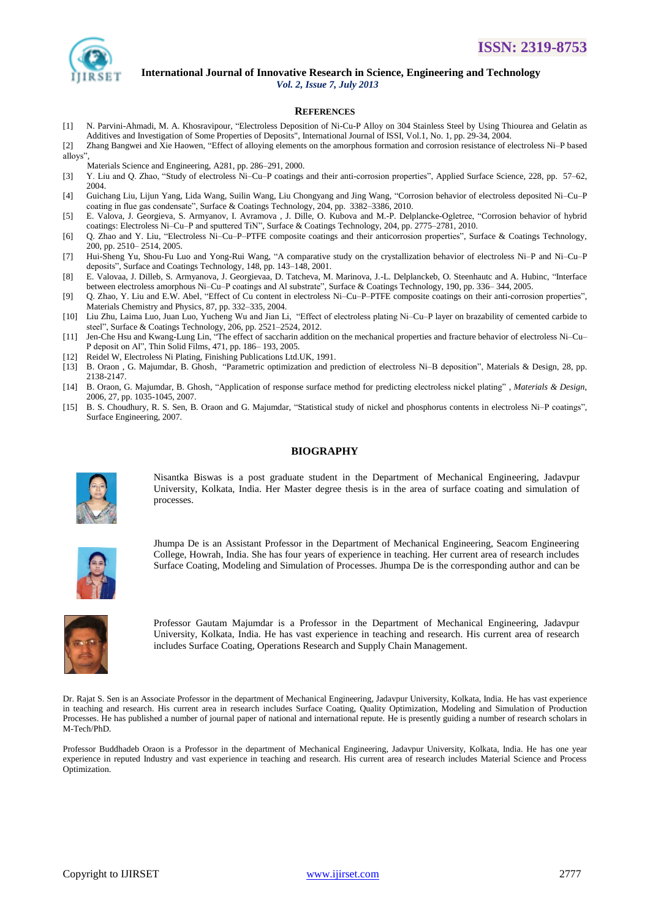## REFERENCES

[1] N. Parvini-Ahmadi, M. A. Khosravipour, "Electroless Deposition of Ni-Cu-P Alloy on 304 Stainless Steel by Using Thiourea and Gelatin as Additives and Investigation of Some Properties of Deposits", International Journal of ISSI, Vol.1, No. 1, pp. 29-34, 2004.

[2] Zhang Bangwei and Xie Haowen, "Effect of alloying elements on the amorphous formation and corrosion resistance of electroless Ni–P based alloys", Materials Science and Engineering, A281, pp. 286–291, 2000.

[3] Y. Liu and Q. Zhao, "Study of electroless Ni–Cu–P coatings and their anti-corrosion properties", Applied Surface Science, 228, pp. 57–62, 2004.

[4] Guichang Liu, Lijun Yang, Lida Wang, Suilin Wang, Liu Chongyang and Jing Wang, "Corrosion behavior of electroless deposited Ni–Cu–P coating in flue gas condensate", Surface & Coatings Technology, 204, pp. 3382–3386, 2010.

[5] E. Valova, J. Georgieva, S. Armyanov, I. Avramova , J. Dille, O. Kubova and M.-P. Delplancke-Ogletree, "Corrosion behavior of hybrid coatings: Electroless Ni–Cu–P and sputtered TiN", Surface & Coatings Technology, 204, pp. 2775–2781, 2010.

[6] Q. Zhao and Y. Liu, "Electroless Ni–Cu–P–PTFE composite coatings and their anticorrosion properties", Surface & Coatings Technology, 200, pp. 2510– 2514, 2005.

[7] Hui-Sheng Yu, Shou-Fu Luo and Yong-Rui Wang, "A comparative study on the crystallization behavior of electroless Ni–P and Ni–Cu–P deposits", Surface and Coatings Technology, 148, pp. 143–148, 2001.

[8] E. Valovaa, J. Dilleb, S. Armyanova, J. Georgievaa, D. Tatcheva, M. Marinova, J.-L. Delplanckeb, O. Steenhautc and A. Hubinc, "Interface between electroless amorphous Ni–Cu–P coatings and Al substrate", Surface & Coatings Technology, 190, pp. 336– 344, 2005.

[9] Q. Zhao, Y. Liu and E.W. Abel, "Effect of Cu content in electroless Ni–Cu–P–PTFE composite coatings on their anti-corrosion properties", Materials Chemistry and Physics, 87, pp. 332–335, 2004.

[10] Liu Zhu, Laima Luo, Juan Luo, Yucheng Wu and Jian Li, "Effect of electroless plating Ni–Cu–P layer on brazability of cemented carbide to steel", Surface & Coatings Technology, 206, pp. 2521–2524, 2012.

[11] Jen-Che Hsu and Kwang-Lung Lin, "The effect of saccharin addition on the mechanical properties and fracture behavior of electroless Ni–Cu–P deposit on Al", Thin Solid Films, 471, pp. 186– 193, 2005.

[12] Reidel W, Electroless Ni Plating, Finishing Publications Ltd.UK, 1991.

[13] B. Oraon , G. Majumdar, B. Ghosh, "Parametric optimization and prediction of electroless Ni–B deposition", Materials & Design, 28, pp. 2138-2147.

[14] B. Oraon, G. Majumdar, B. Ghosh, "Application of response surface method for predicting electroless nickel plating" , *Materials & Design*, 2006, 27, pp. 1035-1045, 2007.

[15] B. S. Choudhury, R. S. Sen, B. Oraon and G. Majumdar, "Statistical study of nickel and phosphorus contents in electroless Ni–P coatings", Surface Engineering, 2007.

## BIOGRAPHY

Nisantka Biswas is a post graduate student in the Department of Mechanical Engineering, Jadavpur University, Kolkata, India. Her Master degree thesis is in the area of surface coating and simulation of processes.

Jhumpa De is an Assistant Professor in the Department of Mechanical Engineering, Seacom Engineering College, Howrah, India. She has four years of experience in teaching. Her current area of research includes Surface Coating, Modeling and Simulation of Processes. Jhumpa De is the corresponding author and can be

Professor Gautam Majumdar is a Professor in the Department of Mechanical Engineering, Jadavpur University, Kolkata, India. He has vast experience in teaching and research. His current area of research includes Surface Coating, Operations Research and Supply Chain Management.

Dr. Rajat S. Sen is an Associate Professor in the department of Mechanical Engineering, Jadavpur University, Kolkata, India. He has vast experience in teaching and research. His current area in research includes Surface Coating, Quality Optimization, Modeling and Simulation of Production Processes. He has published a number of journal paper of national and international repute. He is presently guiding a number of research scholars in M-Tech/PhD.

Professor Buddhadeb Oraon is a Professor in the department of Mechanical Engineering, Jadavpur University, Kolkata, India. He has one year experience in reputed Industry and vast experience in teaching and research. His current area of research includes Material Science and Process Optimization.